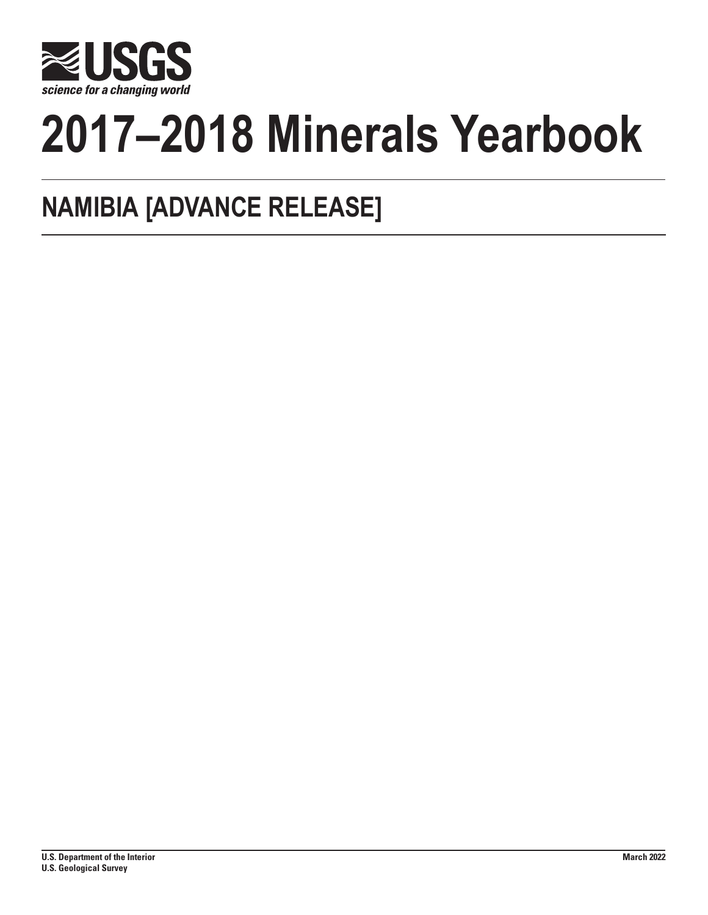USGS

*science for a changing world*

# 2017–2018 Minerals Yearbook

## NAMIBIA [ADVANCE RELEASE]

**U.S. Department of the Interior**
**U.S. Geological Survey**

**March 2022**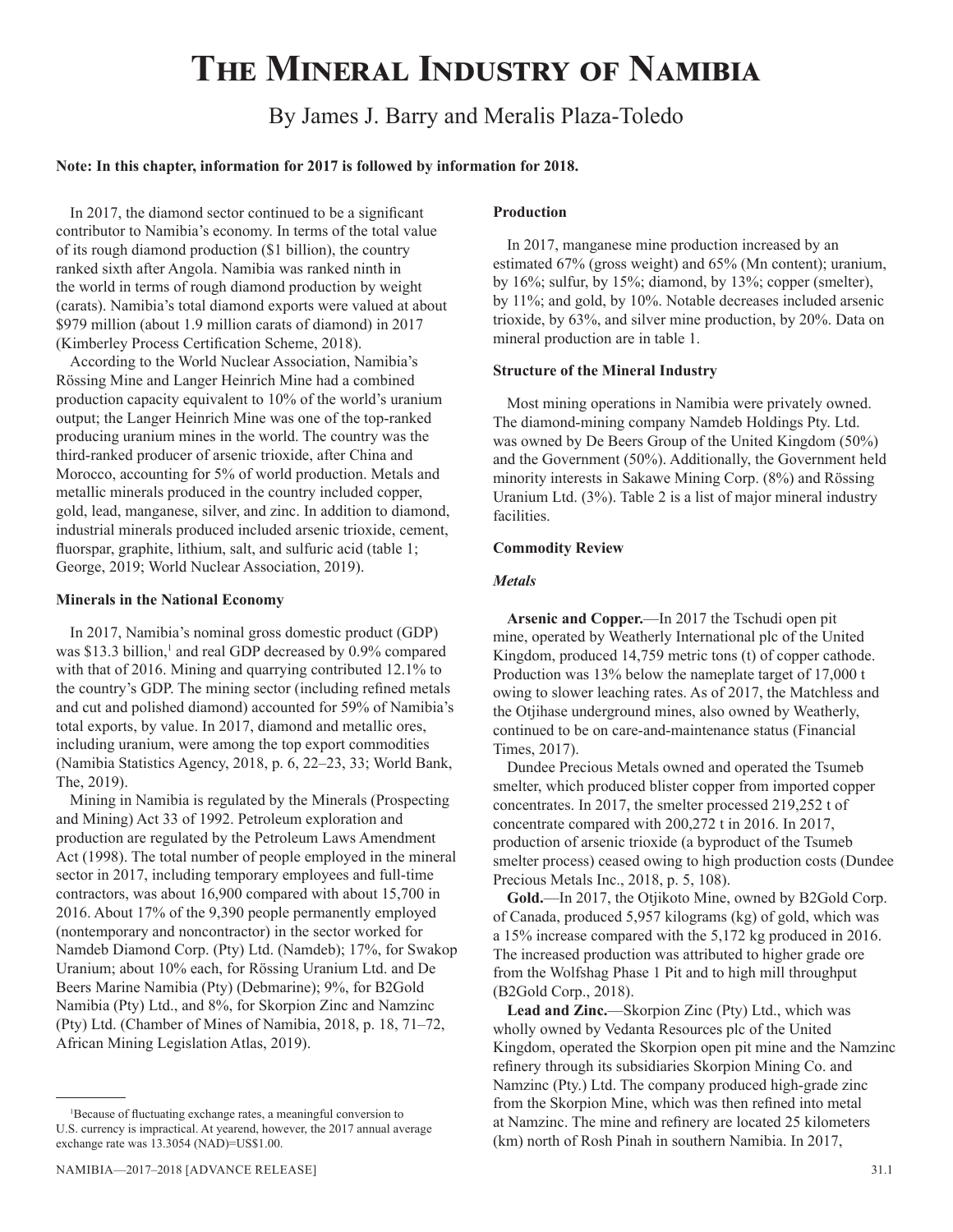# The Mineral Industry of Namibia

By James J. Barry and Meralis Plaza-Toledo

**Note: In this chapter, information for 2017 is followed by information for 2018.**

In 2017, the diamond sector continued to be a significant contributor to Namibia's economy. In terms of the total value of its rough diamond production ($1 billion), the country ranked sixth after Angola. Namibia was ranked ninth in the world in terms of rough diamond production by weight (carats). Namibia's total diamond exports were valued at about $979 million (about 1.9 million carats of diamond) in 2017 (Kimberley Process Certification Scheme, 2018).

According to the World Nuclear Association, Namibia's Rössing Mine and Langer Heinrich Mine had a combined production capacity equivalent to 10% of the world's uranium output; the Langer Heinrich Mine was one of the top-ranked producing uranium mines in the world. The country was the third-ranked producer of arsenic trioxide, after China and Morocco, accounting for 5% of world production. Metals and metallic minerals produced in the country included copper, gold, lead, manganese, silver, and zinc. In addition to diamond, industrial minerals produced included arsenic trioxide, cement, fluorspar, graphite, lithium, salt, and sulfuric acid (table 1; George, 2019; World Nuclear Association, 2019).

### Minerals in the National Economy

In 2017, Namibia's nominal gross domestic product (GDP) was $13.3 billion,[1] and real GDP decreased by 0.9% compared with that of 2016. Mining and quarrying contributed 12.1% to the country's GDP. The mining sector (including refined metals and cut and polished diamond) accounted for 59% of Namibia's total exports, by value. In 2017, diamond and metallic ores, including uranium, were among the top export commodities (Namibia Statistics Agency, 2018, p. 6, 22–23, 33; World Bank, The, 2019).

Mining in Namibia is regulated by the Minerals (Prospecting and Mining) Act 33 of 1992. Petroleum exploration and production are regulated by the Petroleum Laws Amendment Act (1998). The total number of people employed in the mineral sector in 2017, including temporary employees and full-time contractors, was about 16,900 compared with about 15,700 in 2016. About 17% of the 9,390 people permanently employed (nontemporary and noncontractor) in the sector worked for Namdeb Diamond Corp. (Pty) Ltd. (Namdeb); 17%, for Swakop Uranium; about 10% each, for Rössing Uranium Ltd. and De Beers Marine Namibia (Pty) (Debmarine); 9%, for B2Gold Namibia (Pty) Ltd., and 8%, for Skorpion Zinc and Namzinc (Pty) Ltd. (Chamber of Mines of Namibia, 2018, p. 18, 71–72, African Mining Legislation Atlas, 2019).

### Production

In 2017, manganese mine production increased by an estimated 67% (gross weight) and 65% (Mn content); uranium, by 16%; sulfur, by 15%; diamond, by 13%; copper (smelter), by 11%; and gold, by 10%. Notable decreases included arsenic trioxide, by 63%, and silver mine production, by 20%. Data on mineral production are in table 1.

### Structure of the Mineral Industry

Most mining operations in Namibia were privately owned. The diamond-mining company Namdeb Holdings Pty. Ltd. was owned by De Beers Group of the United Kingdom (50%) and the Government (50%). Additionally, the Government held minority interests in Sakawe Mining Corp. (8%) and Rössing Uranium Ltd. (3%). Table 2 is a list of major mineral industry facilities.

### Commodity Review

#### *Metals*

**Arsenic and Copper.**—In 2017 the Tschudi open pit mine, operated by Weatherly International plc of the United Kingdom, produced 14,759 metric tons (t) of copper cathode. Production was 13% below the nameplate target of 17,000 t owing to slower leaching rates. As of 2017, the Matchless and the Otjihase underground mines, also owned by Weatherly, continued to be on care-and-maintenance status (Financial Times, 2017).

Dundee Precious Metals owned and operated the Tsumeb smelter, which produced blister copper from imported copper concentrates. In 2017, the smelter processed 219,252 t of concentrate compared with 200,272 t in 2016. In 2017, production of arsenic trioxide (a byproduct of the Tsumeb smelter process) ceased owing to high production costs (Dundee Precious Metals Inc., 2018, p. 5, 108).

**Gold.**—In 2017, the Otjikoto Mine, owned by B2Gold Corp. of Canada, produced 5,957 kilograms (kg) of gold, which was a 15% increase compared with the 5,172 kg produced in 2016. The increased production was attributed to higher grade ore from the Wolfshag Phase 1 Pit and to high mill throughput (B2Gold Corp., 2018).

**Lead and Zinc.**—Skorpion Zinc (Pty) Ltd., which was wholly owned by Vedanta Resources plc of the United Kingdom, operated the Skorpion open pit mine and the Namzinc refinery through its subsidiaries Skorpion Mining Co. and Namzinc (Pty.) Ltd. The company produced high-grade zinc from the Skorpion Mine, which was then refined into metal at Namzinc. The mine and refinery are located 25 kilometers (km) north of Rosh Pinah in southern Namibia. In 2017,

[1] Because of fluctuating exchange rates, a meaningful conversion to U.S. currency is impractical. At yearend, however, the 2017 annual average exchange rate was 13.3054 (NAD)=US$1.00.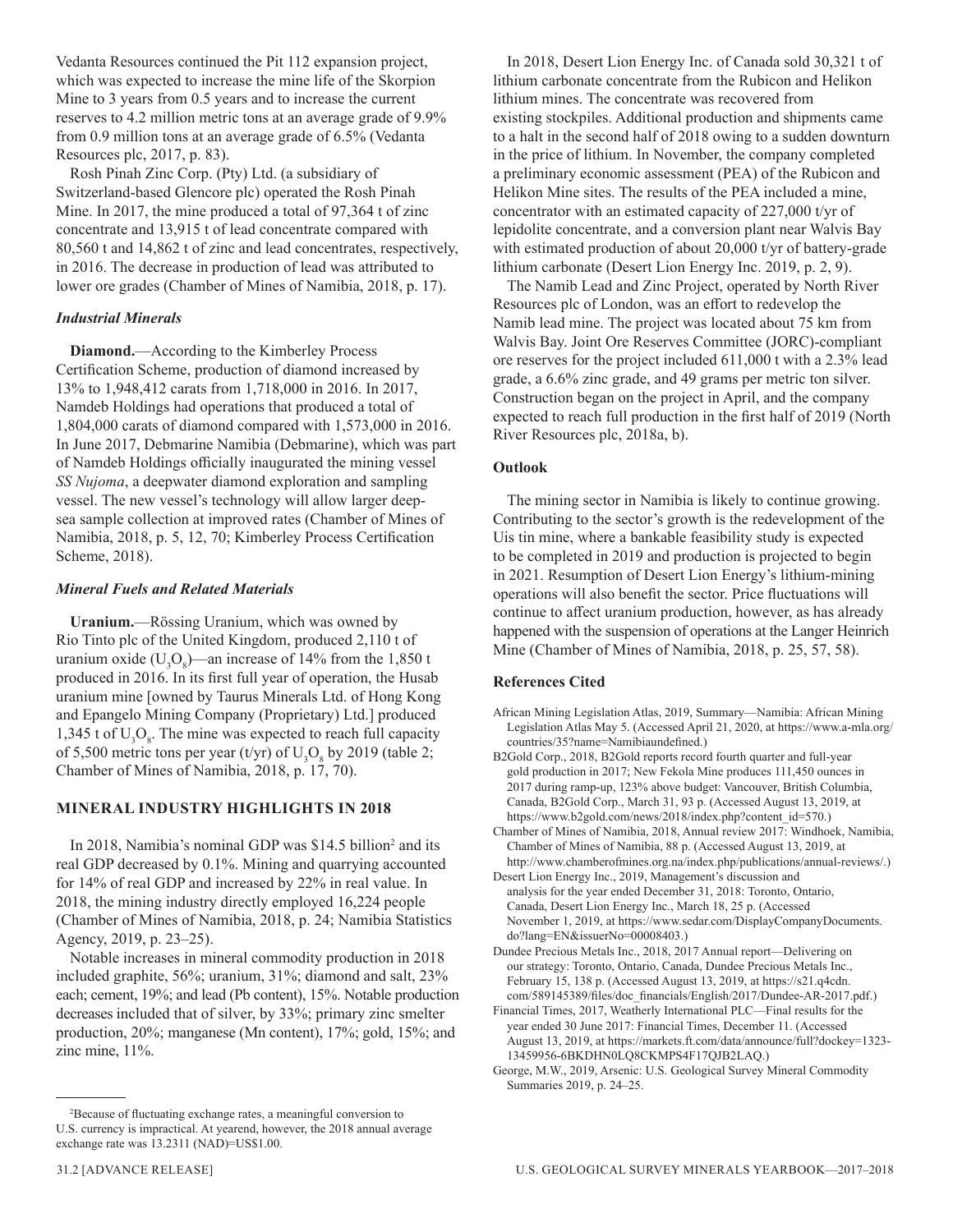Vedanta Resources continued the Pit 112 expansion project, which was expected to increase the mine life of the Skorpion Mine to 3 years from 0.5 years and to increase the current reserves to 4.2 million metric tons at an average grade of 9.9% from 0.9 million tons at an average grade of 6.5% (Vedanta Resources plc, 2017, p. 83).

Rosh Pinah Zinc Corp. (Pty) Ltd. (a subsidiary of Switzerland-based Glencore plc) operated the Rosh Pinah Mine. In 2017, the mine produced a total of 97,364 t of zinc concentrate and 13,915 t of lead concentrate compared with 80,560 t and 14,862 t of zinc and lead concentrates, respectively, in 2016. The decrease in production of lead was attributed to lower ore grades (Chamber of Mines of Namibia, 2018, p. 17).

### *Industrial Minerals*

**Diamond.**—According to the Kimberley Process Certification Scheme, production of diamond increased by 13% to 1,948,412 carats from 1,718,000 in 2016. In 2017, Namdeb Holdings had operations that produced a total of 1,804,000 carats of diamond compared with 1,573,000 in 2016. In June 2017, Debmarine Namibia (Debmarine), which was part of Namdeb Holdings officially inaugurated the mining vessel *SS Nujoma*, a deepwater diamond exploration and sampling vessel. The new vessel's technology will allow larger deep-sea sample collection at improved rates (Chamber of Mines of Namibia, 2018, p. 5, 12, 70; Kimberley Process Certification Scheme, 2018).

### *Mineral Fuels and Related Materials*

**Uranium.**—Rössing Uranium, which was owned by Rio Tinto plc of the United Kingdom, produced 2,110 t of uranium oxide ($U_3O_8$)—an increase of 14% from the 1,850 t produced in 2016. In its first full year of operation, the Husab uranium mine [owned by Taurus Minerals Ltd. of Hong Kong and Epangelo Mining Company (Proprietary) Ltd.] produced 1,345 t of $U_3O_8$. The mine was expected to reach full capacity of 5,500 metric tons per year (t/yr) of $U_3O_8$ by 2019 (table 2; Chamber of Mines of Namibia, 2018, p. 17, 70).

## MINERAL INDUSTRY HIGHLIGHTS IN 2018

In 2018, Namibia's nominal GDP was $14.5 billion[2] and its real GDP decreased by 0.1%. Mining and quarrying accounted for 14% of real GDP and increased by 22% in real value. In 2018, the mining industry directly employed 16,224 people (Chamber of Mines of Namibia, 2018, p. 24; Namibia Statistics Agency, 2019, p. 23–25).

Notable increases in mineral commodity production in 2018 included graphite, 56%; uranium, 31%; diamond and salt, 23% each; cement, 19%; and lead (Pb content), 15%. Notable production decreases included that of silver, by 33%; primary zinc smelter production, 20%; manganese (Mn content), 17%; gold, 15%; and zinc mine, 11%.

In 2018, Desert Lion Energy Inc. of Canada sold 30,321 t of lithium carbonate concentrate from the Rubicon and Helikon lithium mines. The concentrate was recovered from existing stockpiles. Additional production and shipments came to a halt in the second half of 2018 owing to a sudden downturn in the price of lithium. In November, the company completed a preliminary economic assessment (PEA) of the Rubicon and Helikon Mine sites. The results of the PEA included a mine, concentrator with an estimated capacity of 227,000 t/yr of lepidolite concentrate, and a conversion plant near Walvis Bay with estimated production of about 20,000 t/yr of battery-grade lithium carbonate (Desert Lion Energy Inc. 2019, p. 2, 9).

The Namib Lead and Zinc Project, operated by North River Resources plc of London, was an effort to redevelop the Namib lead mine. The project was located about 75 km from Walvis Bay. Joint Ore Reserves Committee (JORC)-compliant ore reserves for the project included 611,000 t with a 2.3% lead grade, a 6.6% zinc grade, and 49 grams per metric ton silver. Construction began on the project in April, and the company expected to reach full production in the first half of 2019 (North River Resources plc, 2018a, b).

## Outlook

The mining sector in Namibia is likely to continue growing. Contributing to the sector's growth is the redevelopment of the Uis tin mine, where a bankable feasibility study is expected to be completed in 2019 and production is projected to begin in 2021. Resumption of Desert Lion Energy's lithium-mining operations will also benefit the sector. Price fluctuations will continue to affect uranium production, however, as has already happened with the suspension of operations at the Langer Heinrich Mine (Chamber of Mines of Namibia, 2018, p. 25, 57, 58).

## References Cited

African Mining Legislation Atlas, 2019, Summary—Namibia: African Mining Legislation Atlas May 5. (Accessed April 21, 2020, at https://www.a-mla.org/countries/35?name=Namibiaundefined.)

B2Gold Corp., 2018, B2Gold reports record fourth quarter and full-year gold production in 2017; New Fekola Mine produces 111,450 ounces in 2017 during ramp-up, 123% above budget: Vancouver, British Columbia, Canada, B2Gold Corp., March 31, 93 p. (Accessed August 13, 2019, at https://www.b2gold.com/news/2018/index.php?content_id=570.)

Chamber of Mines of Namibia, 2018, Annual review 2017: Windhoek, Namibia, Chamber of Mines of Namibia, 88 p. (Accessed August 13, 2019, at http://www.chamberofmines.org.na/index.php/publications/annual-reviews/.)

Desert Lion Energy Inc., 2019, Management's discussion and analysis for the year ended December 31, 2018: Toronto, Ontario, Canada, Desert Lion Energy Inc., March 18, 25 p. (Accessed November 1, 2019, at https://www.sedar.com/DisplayCompanyDocuments.do?lang=EN&issuerNo=00008403.)

Dundee Precious Metals Inc., 2018, 2017 Annual report—Delivering on our strategy: Toronto, Ontario, Canada, Dundee Precious Metals Inc., February 15, 138 p. (Accessed August 13, 2019, at https://s21.q4cdn.com/589145389/files/doc_financials/English/2017/Dundee-AR-2017.pdf.)

Financial Times, 2017, Weatherly International PLC—Final results for the year ended 30 June 2017: Financial Times, December 11. (Accessed August 13, 2019, at https://markets.ft.com/data/announce/full?dockey=1323-13459956-6BKDHN0LQ8CKMPS4F17QJB2LAQ.)

George, M.W., 2019, Arsenic: U.S. Geological Survey Mineral Commodity Summaries 2019, p. 24–25.

---

[2]Because of fluctuating exchange rates, a meaningful conversion to U.S. currency is impractical. At yearend, however, the 2018 annual average exchange rate was 13.2311 (NAD)=US$1.00.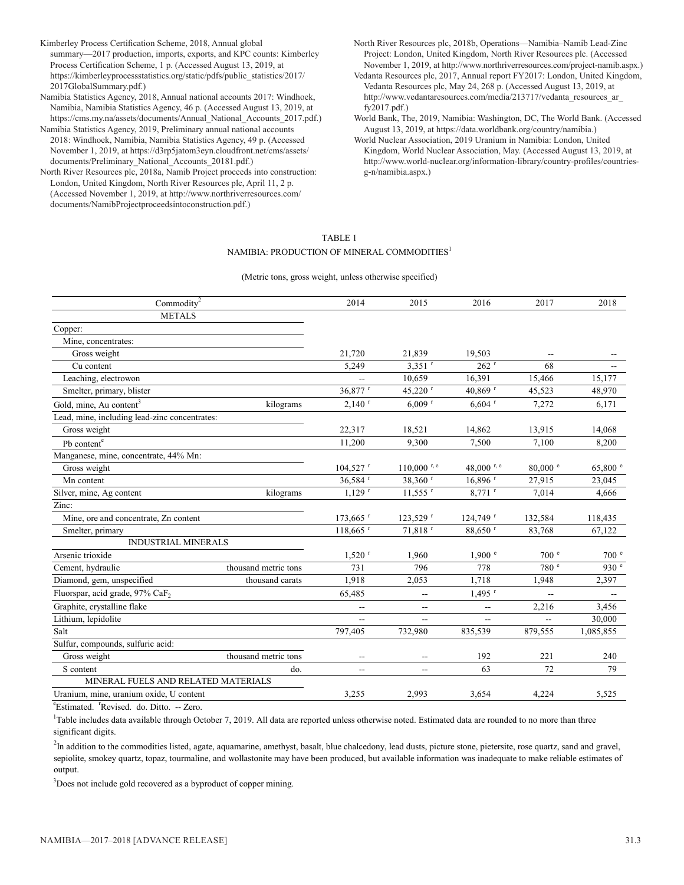Kimberley Process Certification Scheme, 2018, Annual global summary—2017 production, imports, exports, and KPC counts: Kimberley Process Certification Scheme, 1 p. (Accessed August 13, 2019, at https://kimberleyprocessstatistics.org/static/pdfs/public_statistics/2017/2017GlobalSummary.pdf.)

Namibia Statistics Agency, 2018, Annual national accounts 2017: Windhoek, Namibia, Namibia Statistics Agency, 46 p. (Accessed August 13, 2019, at https://cms.my.na/assets/documents/Annual_National_Accounts_2017.pdf.)

Namibia Statistics Agency, 2019, Preliminary annual national accounts 2018: Windhoek, Namibia, Namibia Statistics Agency, 49 p. (Accessed November 1, 2019, at https://d3rp5jatom3eyn.cloudfront.net/cms/assets/documents/Preliminary_National_Accounts_20181.pdf.)

North River Resources plc, 2018a, Namib Project proceeds into construction: London, United Kingdom, North River Resources plc, April 11, 2 p. (Accessed November 1, 2019, at http://www.northriverresources.com/documents/NamibProjectproceedsintoconstruction.pdf.)

North River Resources plc, 2018b, Operations—Namibia–Namib Lead-Zinc Project: London, United Kingdom, North River Resources plc. (Accessed November 1, 2019, at http://www.northriverresources.com/project-namib.aspx.)

Vedanta Resources plc, 2017, Annual report FY2017: London, United Kingdom, Vedanta Resources plc, May 24, 268 p. (Accessed August 13, 2019, at http://www.vedantaresources.com/media/213717/vedanta_resources_ar_fy2017.pdf.)

World Bank, The, 2019, Namibia: Washington, DC, The World Bank. (Accessed August 13, 2019, at https://data.worldbank.org/country/namibia.)

World Nuclear Association, 2019 Uranium in Namibia: London, United Kingdom, World Nuclear Association, May. (Accessed August 13, 2019, at http://www.world-nuclear.org/information-library/country-profiles/countries-g-n/namibia.aspx.)

TABLE 1

NAMIBIA: PRODUCTION OF MINERAL COMMODITIES[1]

(Metric tons, gross weight, unless otherwise specified)

| Commodity[2] | | 2014 | 2015 | 2016 | 2017 | 2018 |
|---|---|---|---|---|---|---|
| METALS | | | | | | |
| Copper: | | | | | | |
| Mine, concentrates: | | | | | | |
| Gross weight | | 21,720 | 21,839 | 19,503 | -- | -- |
| Cu content | | 5,249 | 3,351 r | 262 r | 68 | -- |
| Leaching, electrowon | | -- | 10,659 | 16,391 | 15,466 | 15,177 |
| Smelter, primary, blister | | 36,877 r | 45,220 r | 40,869 r | 45,523 | 48,970 |
| Gold, mine, Au content[3] | kilograms | 2,140 r | 6,009 r | 6,604 r | 7,272 | 6,171 |
| Lead, mine, including lead-zinc concentrates: | | | | | | |
| Gross weight | | 22,317 | 18,521 | 14,862 | 13,915 | 14,068 |
| Pb content[e] | | 11,200 | 9,300 | 7,500 | 7,100 | 8,200 |
| Manganese, mine, concentrate, 44% Mn: | | | | | | |
| Gross weight | | 104,527 r | 110,000 r, e | 48,000 r, e | 80,000 e | 65,800 e |
| Mn content | | 36,584 r | 38,360 r | 16,896 r | 27,915 | 23,045 |
| Silver, mine, Ag content | kilograms | 1,129 r | 11,555 r | 8,771 r | 7,014 | 4,666 |
| Zinc: | | | | | | |
| Mine, ore and concentrate, Zn content | | 173,665 r | 123,529 r | 124,749 r | 132,584 | 118,435 |
| Smelter, primary | | 118,665 r | 71,818 r | 88,650 r | 83,768 | 67,122 |
| INDUSTRIAL MINERALS | | | | | | |
| Arsenic trioxide | | 1,520 r | 1,960 | 1,900 e | 700 e | 700 e |
| Cement, hydraulic | thousand metric tons | 731 | 796 | 778 | 780 e | 930 e |
| Diamond, gem, unspecified | thousand carats | 1,918 | 2,053 | 1,718 | 1,948 | 2,397 |
| Fluorspar, acid grade, 97% $CaF_2$ | | 65,485 | -- | 1,495 r | -- | -- |
| Graphite, crystalline flake | | -- | -- | -- | 2,216 | 3,456 |
| Lithium, lepidolite | | -- | -- | -- | -- | 30,000 |
| Salt | | 797,405 | 732,980 | 835,539 | 879,555 | 1,085,855 |
| Sulfur, compounds, sulfuric acid: | | | | | | |
| Gross weight | thousand metric tons | -- | -- | 192 | 221 | 240 |
| S content | do. | -- | -- | 63 | 72 | 79 |
| MINERAL FUELS AND RELATED MATERIALS | | | | | | |
| Uranium, mine, uranium oxide, U content | | 3,255 | 2,993 | 3,654 | 4,224 | 5,525 |

[e]Estimated. [r]Revised. do. Ditto. -- Zero.

[1]Table includes data available through October 7, 2019. All data are reported unless otherwise noted. Estimated data are rounded to no more than three significant digits.

[2]In addition to the commodities listed, agate, aquamarine, amethyst, basalt, blue chalcedony, lead dusts, picture stone, pietersite, rose quartz, sand and gravel, sepiolite, smokey quartz, topaz, tourmaline, and wollastonite may have been produced, but available information was inadequate to make reliable estimates of output.

[3]Does not include gold recovered as a byproduct of copper mining.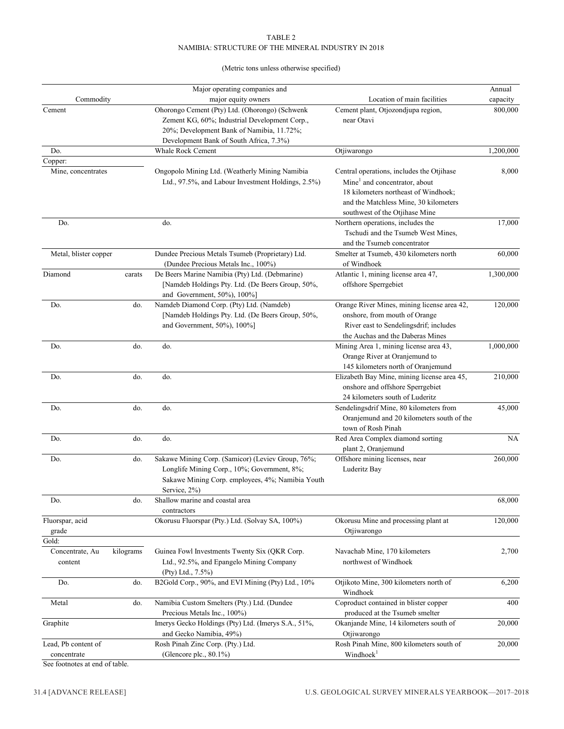TABLE 2
NAMIBIA: STRUCTURE OF THE MINERAL INDUSTRY IN 2018

(Metric tons unless otherwise specified)

| Commodity | | Major operating companies and major equity owners | Location of main facilities | Annual capacity |
|---|---|---|---|---|
| Cement | | Ohorongo Cement (Pty) Ltd. (Ohorongo) (Schwenk Zement KG, 60%; Industrial Development Corp., 20%; Development Bank of Namibia, 11.72%; Development Bank of South Africa, 7.3%) | Cement plant, Otjozondjupa region, near Otavi | 800,000 |
| Do. | | Whale Rock Cement | Otjiwarongo | 1,200,000 |
| Copper: | | | | |
| Mine, concentrates | | Ongopolo Mining Ltd. (Weatherly Mining Namibia Ltd., 97.5%, and Labour Investment Holdings, 2.5%) | Central operations, includes the Otjihase Mine[1] and concentrator, about 18 kilometers northeast of Windhoek; and the Matchless Mine, 30 kilometers southwest of the Otjihase Mine | 8,000 |
| Do. | | do. | Northern operations, includes the Tschudi and the Tsumeb West Mines, and the Tsumeb concentrator | 17,000 |
| Metal, blister copper | | Dundee Precious Metals Tsumeb (Proprietary) Ltd. (Dundee Precious Metals Inc., 100%) | Smelter at Tsumeb, 430 kilometers north of Windhoek | 60,000 |
| Diamond | carats | De Beers Marine Namibia (Pty) Ltd. (Debmarine) [Namdeb Holdings Pty. Ltd. (De Beers Group, 50%, and Government, 50%), 100%] | Atlantic 1, mining license area 47, offshore Sperrgebiet | 1,300,000 |
| Do. | do. | Namdeb Diamond Corp. (Pty) Ltd. (Namdeb) [Namdeb Holdings Pty. Ltd. (De Beers Group, 50%, and Government, 50%), 100%] | Orange River Mines, mining license area 42, onshore, from mouth of Orange River east to Sendelingsdrif; includes the Auchas and the Daberas Mines | 120,000 |
| Do. | do. | do. | Mining Area 1, mining license area 43, Orange River at Oranjemund to 145 kilometers north of Oranjemund | 1,000,000 |
| Do. | do. | do. | Elizabeth Bay Mine, mining license area 45, onshore and offshore Sperrgebiet 24 kilometers south of Luderitz | 210,000 |
| Do. | do. | do. | Sendelingsdrif Mine, 80 kilometers from Oranjemund and 20 kilometers south of the town of Rosh Pinah | 45,000 |
| Do. | do. | do. | Red Area Complex diamond sorting plant 2, Oranjemund | NA |
| Do. | do. | Sakawe Mining Corp. (Samicor) (Leviev Group, 76%; Longlife Mining Corp., 10%; Government, 8%; Sakawe Mining Corp. employees, 4%; Namibia Youth Service, 2%) | Offshore mining licenses, near Luderitz Bay | 260,000 |
| Do. | do. | Shallow marine and coastal area contractors | | 68,000 |
| Fluorspar, acid grade | | Okorusu Fluorspar (Pty.) Ltd. (Solvay SA, 100%) | Okorusu Mine and processing plant at Otjiwarongo | 120,000 |
| Gold: | | | | |
| Concentrate, Au content | kilograms | Guinea Fowl Investments Twenty Six (QKR Corp. Ltd., 92.5%, and Epangelo Mining Company (Pty) Ltd., 7.5%) | Navachab Mine, 170 kilometers northwest of Windhoek | 2,700 |
| Do. | do. | B2Gold Corp., 90%, and EVI Mining (Pty) Ltd., 10% | Otjikoto Mine, 300 kilometers north of Windhoek | 6,200 |
| Metal | do. | Namibia Custom Smelters (Pty.) Ltd. (Dundee Precious Metals Inc., 100%) | Coproduct contained in blister copper produced at the Tsumeb smelter | 400 |
| Graphite | | Imerys Gecko Holdings (Pty) Ltd. (Imerys S.A., 51%, and Gecko Namibia, 49%) | Okanjande Mine, 14 kilometers south of Otjiwarongo | 20,000 |
| Lead, Pb content of concentrate | | Rosh Pinah Zinc Corp. (Pty.) Ltd. (Glencore plc., 80.1%) | Rosh Pinah Mine, 800 kilometers south of Windhoek[1] | 20,000 |

See footnotes at end of table.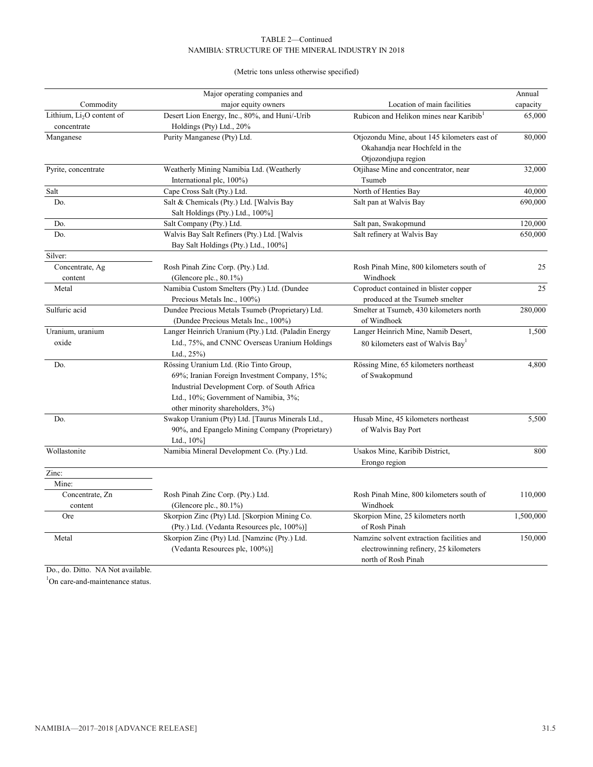TABLE 2—Continued
NAMIBIA: STRUCTURE OF THE MINERAL INDUSTRY IN 2018

(Metric tons unless otherwise specified)

| Commodity | Major operating companies and major equity owners | Location of main facilities | Annual capacity |
|---|---|---|---|
| Lithium, $Li_2O$ content of concentrate | Desert Lion Energy, Inc., 80%, and Huni/-Urib Holdings (Pty) Ltd., 20% | Rubicon and Helikon mines near Karibib[1] | 65,000 |
| Manganese | Purity Manganese (Pty) Ltd. | Otjozondu Mine, about 145 kilometers east of Okahandja near Hochfeld in the Otjozondjupa region | 80,000 |
| Pyrite, concentrate | Weatherly Mining Namibia Ltd. (Weatherly International plc, 100%) | Otjihase Mine and concentrator, near Tsumeb | 32,000 |
| Salt | Cape Cross Salt (Pty.) Ltd. | North of Henties Bay | 40,000 |
| Do. | Salt & Chemicals (Pty.) Ltd. [Walvis Bay Salt Holdings (Pty.) Ltd., 100%] | Salt pan at Walvis Bay | 690,000 |
| Do. | Salt Company (Pty.) Ltd. | Salt pan, Swakopmund | 120,000 |
| Do. | Walvis Bay Salt Refiners (Pty.) Ltd. [Walvis Bay Salt Holdings (Pty.) Ltd., 100%] | Salt refinery at Walvis Bay | 650,000 |
| Silver: | | | |
| Concentrate, Ag content | Rosh Pinah Zinc Corp. (Pty.) Ltd. (Glencore plc., 80.1%) | Rosh Pinah Mine, 800 kilometers south of Windhoek | 25 |
| Metal | Namibia Custom Smelters (Pty.) Ltd. (Dundee Precious Metals Inc., 100%) | Coproduct contained in blister copper produced at the Tsumeb smelter | 25 |
| Sulfuric acid | Dundee Precious Metals Tsumeb (Proprietary) Ltd. (Dundee Precious Metals Inc., 100%) | Smelter at Tsumeb, 430 kilometers north of Windhoek | 280,000 |
| Uranium, uranium oxide | Langer Heinrich Uranium (Pty.) Ltd. (Paladin Energy Ltd., 75%, and CNNC Overseas Uranium Holdings Ltd., 25%) | Langer Heinrich Mine, Namib Desert, 80 kilometers east of Walvis Bay[1] | 1,500 |
| Do. | Rössing Uranium Ltd. (Rio Tinto Group, 69%; Iranian Foreign Investment Company, 15%; Industrial Development Corp. of South Africa Ltd., 10%; Government of Namibia, 3%; other minority shareholders, 3%) | Rössing Mine, 65 kilometers northeast of Swakopmund | 4,800 |
| Do. | Swakop Uranium (Pty) Ltd. [Taurus Minerals Ltd., 90%, and Epangelo Mining Company (Proprietary) Ltd., 10%] | Husab Mine, 45 kilometers northeast of Walvis Bay Port | 5,500 |
| Wollastonite | Namibia Mineral Development Co. (Pty.) Ltd. | Usakos Mine, Karibib District, Erongo region | 800 |
| Zinc: | | | |
| Mine: | | | |
| Concentrate, Zn content | Rosh Pinah Zinc Corp. (Pty.) Ltd. (Glencore plc., 80.1%) | Rosh Pinah Mine, 800 kilometers south of Windhoek | 110,000 |
| Ore | Skorpion Zinc (Pty) Ltd. [Skorpion Mining Co. (Pty.) Ltd. (Vedanta Resources plc, 100%)] | Skorpion Mine, 25 kilometers north of Rosh Pinah | 1,500,000 |
| Metal | Skorpion Zinc (Pty) Ltd. [Namzinc (Pty.) Ltd. (Vedanta Resources plc, 100%)] | Namzinc solvent extraction facilities and electrowinning refinery, 25 kilometers north of Rosh Pinah | 150,000 |

Do., do. Ditto. NA Not available.

[1]On care-and-maintenance status.